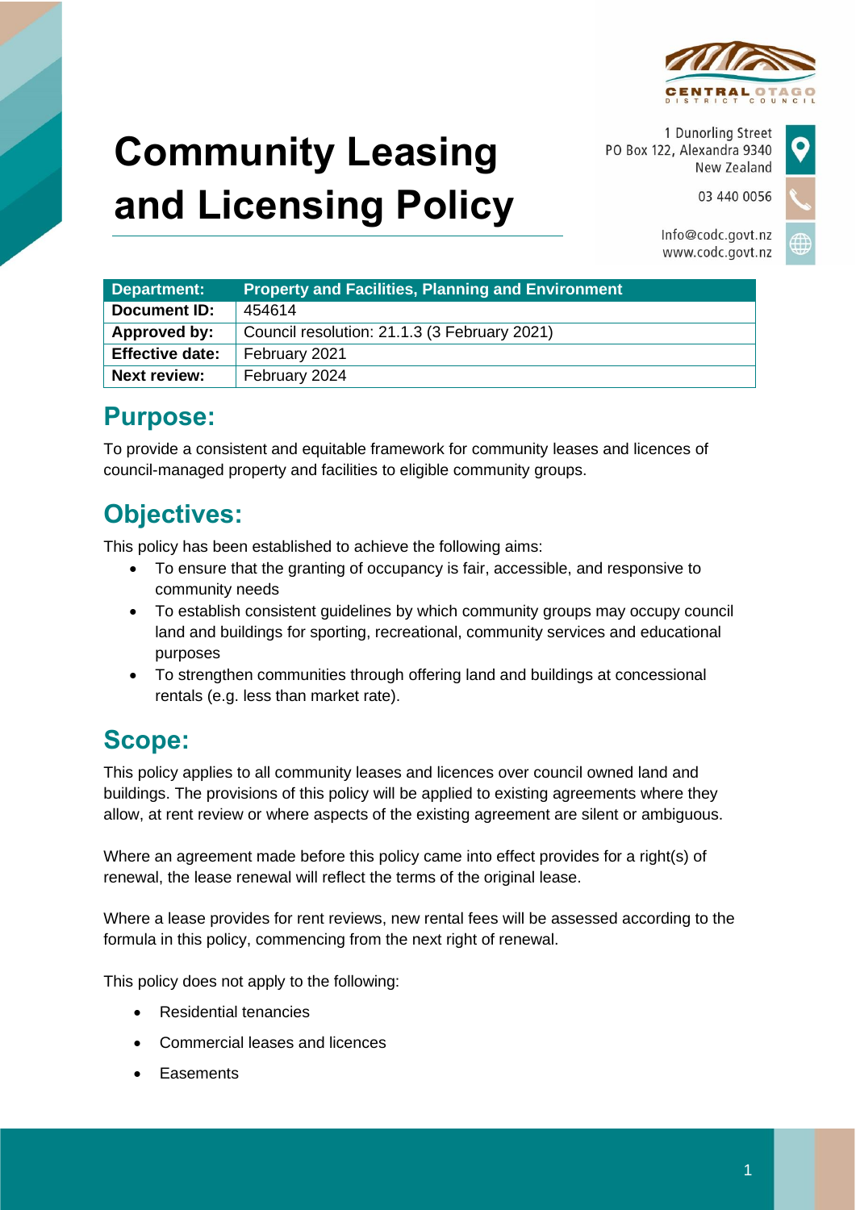# Community Leasing and Licensing Policy

1 Dunorling Street
PO Box 122, Alexandra 9340
New Zealand

03 440 0056

Info@codc.govt.nz
www.codc.govt.nz

| Department: | Property and Facilities, Planning and Environment |
|---|---|
| Document ID: | 454614 |
| Approved by: | Council resolution: 21.1.3 (3 February 2021) |
| Effective date: | February 2021 |
| Next review: | February 2024 |

## Purpose:

To provide a consistent and equitable framework for community leases and licences of council-managed property and facilities to eligible community groups.

## Objectives:

This policy has been established to achieve the following aims:

- To ensure that the granting of occupancy is fair, accessible, and responsive to community needs
- To establish consistent guidelines by which community groups may occupy council land and buildings for sporting, recreational, community services and educational purposes
- To strengthen communities through offering land and buildings at concessional rentals (e.g. less than market rate).

## Scope:

This policy applies to all community leases and licences over council owned land and buildings. The provisions of this policy will be applied to existing agreements where they allow, at rent review or where aspects of the existing agreement are silent or ambiguous.

Where an agreement made before this policy came into effect provides for a right(s) of renewal, the lease renewal will reflect the terms of the original lease.

Where a lease provides for rent reviews, new rental fees will be assessed according to the formula in this policy, commencing from the next right of renewal.

This policy does not apply to the following:

- Residential tenancies
- Commercial leases and licences
- Easements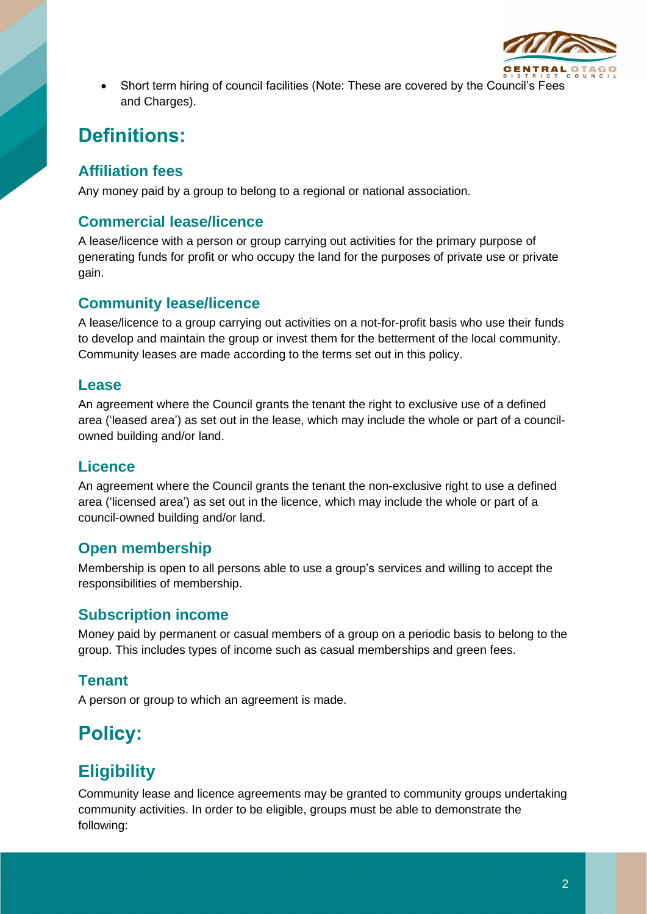- Short term hiring of council facilities (Note: These are covered by the Council's Fees and Charges).

# Definitions:

## Affiliation fees

Any money paid by a group to belong to a regional or national association.

## Commercial lease/licence

A lease/licence with a person or group carrying out activities for the primary purpose of generating funds for profit or who occupy the land for the purposes of private use or private gain.

## Community lease/licence

A lease/licence to a group carrying out activities on a not-for-profit basis who use their funds to develop and maintain the group or invest them for the betterment of the local community. Community leases are made according to the terms set out in this policy.

## Lease

An agreement where the Council grants the tenant the right to exclusive use of a defined area ('leased area') as set out in the lease, which may include the whole or part of a council-owned building and/or land.

## Licence

An agreement where the Council grants the tenant the non-exclusive right to use a defined area ('licensed area') as set out in the licence, which may include the whole or part of a council-owned building and/or land.

## Open membership

Membership is open to all persons able to use a group's services and willing to accept the responsibilities of membership.

## Subscription income

Money paid by permanent or casual members of a group on a periodic basis to belong to the group. This includes types of income such as casual memberships and green fees.

## Tenant

A person or group to which an agreement is made.

# Policy:

## Eligibility

Community lease and licence agreements may be granted to community groups undertaking community activities. In order to be eligible, groups must be able to demonstrate the following: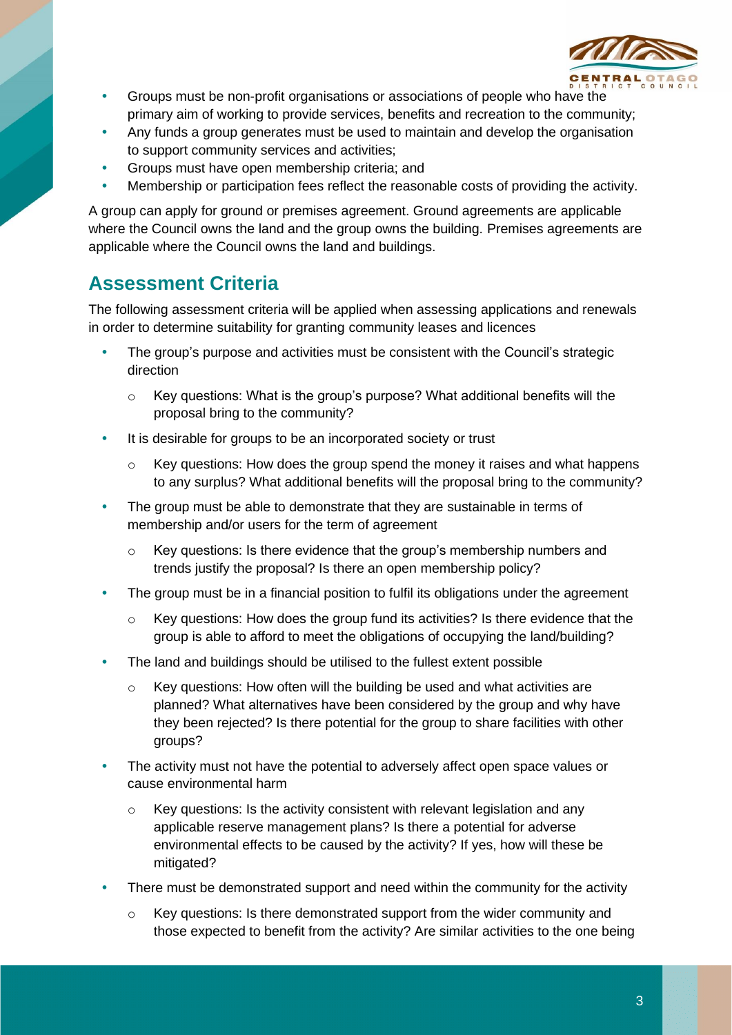- Groups must be non-profit organisations or associations of people who have the primary aim of working to provide services, benefits and recreation to the community;
- Any funds a group generates must be used to maintain and develop the organisation to support community services and activities;
- Groups must have open membership criteria; and
- Membership or participation fees reflect the reasonable costs of providing the activity.

A group can apply for ground or premises agreement. Ground agreements are applicable where the Council owns the land and the group owns the building. Premises agreements are applicable where the Council owns the land and buildings.

## Assessment Criteria

The following assessment criteria will be applied when assessing applications and renewals in order to determine suitability for granting community leases and licences

- The group's purpose and activities must be consistent with the Council's strategic direction
  - Key questions: What is the group's purpose? What additional benefits will the proposal bring to the community?
- It is desirable for groups to be an incorporated society or trust
  - Key questions: How does the group spend the money it raises and what happens to any surplus? What additional benefits will the proposal bring to the community?
- The group must be able to demonstrate that they are sustainable in terms of membership and/or users for the term of agreement
  - Key questions: Is there evidence that the group's membership numbers and trends justify the proposal? Is there an open membership policy?
- The group must be in a financial position to fulfil its obligations under the agreement
  - Key questions: How does the group fund its activities? Is there evidence that the group is able to afford to meet the obligations of occupying the land/building?
- The land and buildings should be utilised to the fullest extent possible
  - Key questions: How often will the building be used and what activities are planned? What alternatives have been considered by the group and why have they been rejected? Is there potential for the group to share facilities with other groups?
- The activity must not have the potential to adversely affect open space values or cause environmental harm
  - Key questions: Is the activity consistent with relevant legislation and any applicable reserve management plans? Is there a potential for adverse environmental effects to be caused by the activity? If yes, how will these be mitigated?
- There must be demonstrated support and need within the community for the activity
  - Key questions: Is there demonstrated support from the wider community and those expected to benefit from the activity? Are similar activities to the one being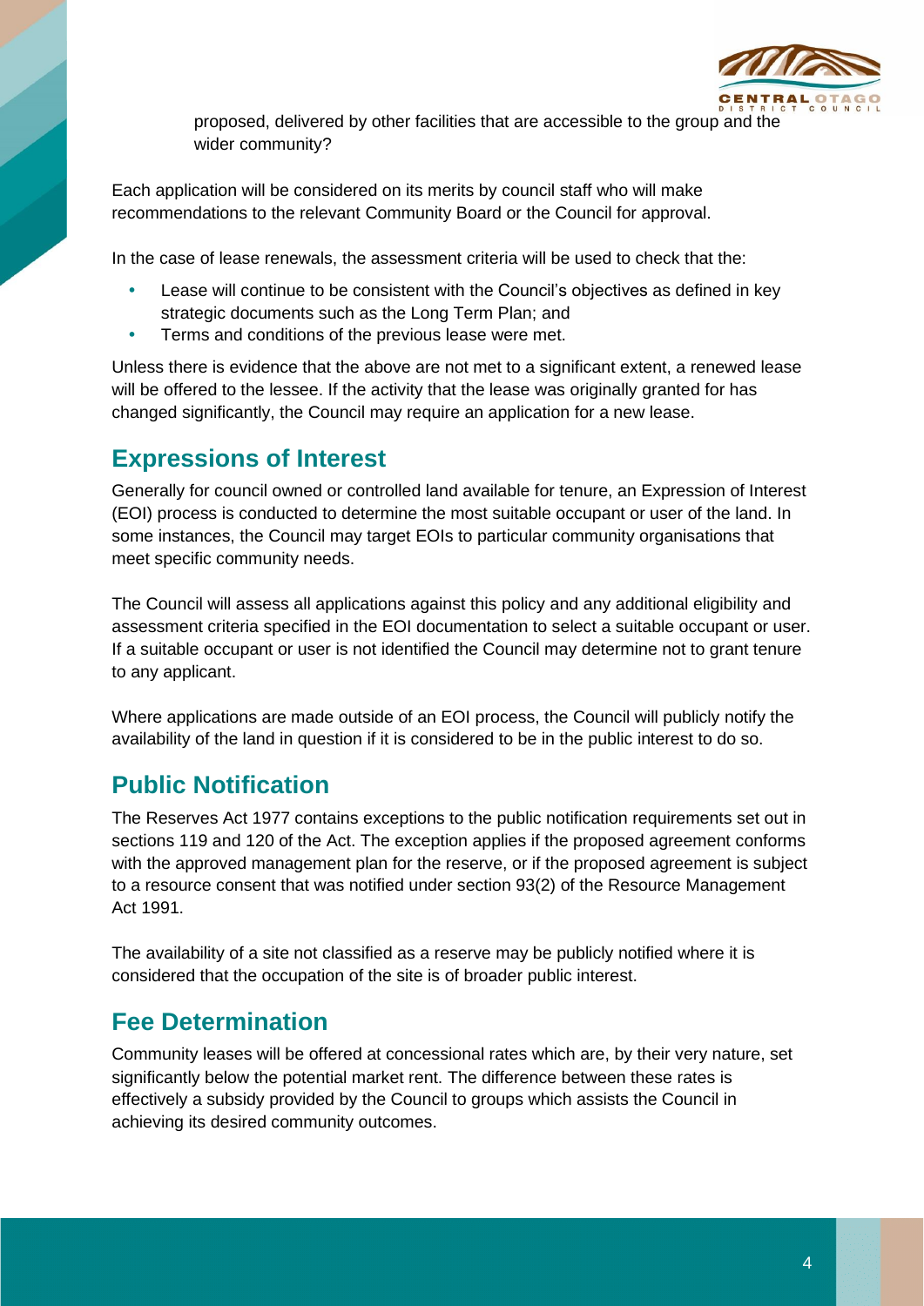proposed, delivered by other facilities that are accessible to the group and the wider community?

Each application will be considered on its merits by council staff who will make recommendations to the relevant Community Board or the Council for approval.

In the case of lease renewals, the assessment criteria will be used to check that the:

- Lease will continue to be consistent with the Council's objectives as defined in key strategic documents such as the Long Term Plan; and
- Terms and conditions of the previous lease were met.

Unless there is evidence that the above are not met to a significant extent, a renewed lease will be offered to the lessee. If the activity that the lease was originally granted for has changed significantly, the Council may require an application for a new lease.

## Expressions of Interest

Generally for council owned or controlled land available for tenure, an Expression of Interest (EOI) process is conducted to determine the most suitable occupant or user of the land. In some instances, the Council may target EOIs to particular community organisations that meet specific community needs.

The Council will assess all applications against this policy and any additional eligibility and assessment criteria specified in the EOI documentation to select a suitable occupant or user. If a suitable occupant or user is not identified the Council may determine not to grant tenure to any applicant.

Where applications are made outside of an EOI process, the Council will publicly notify the availability of the land in question if it is considered to be in the public interest to do so.

## Public Notification

The Reserves Act 1977 contains exceptions to the public notification requirements set out in sections 119 and 120 of the Act. The exception applies if the proposed agreement conforms with the approved management plan for the reserve, or if the proposed agreement is subject to a resource consent that was notified under section 93(2) of the Resource Management Act 1991.

The availability of a site not classified as a reserve may be publicly notified where it is considered that the occupation of the site is of broader public interest.

## Fee Determination

Community leases will be offered at concessional rates which are, by their very nature, set significantly below the potential market rent. The difference between these rates is effectively a subsidy provided by the Council to groups which assists the Council in achieving its desired community outcomes.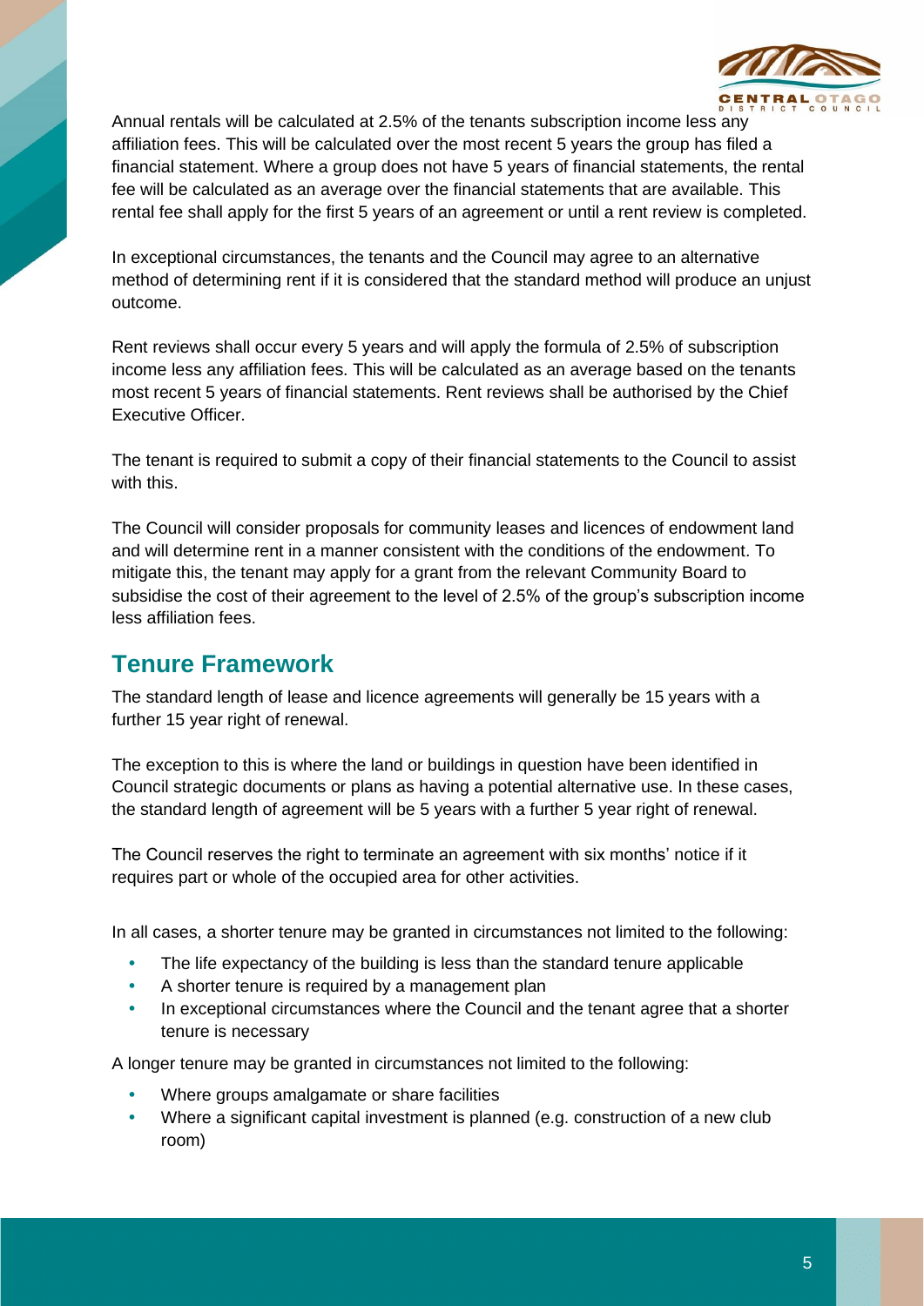Annual rentals will be calculated at 2.5% of the tenants subscription income less any affiliation fees. This will be calculated over the most recent 5 years the group has filed a financial statement. Where a group does not have 5 years of financial statements, the rental fee will be calculated as an average over the financial statements that are available. This rental fee shall apply for the first 5 years of an agreement or until a rent review is completed.

In exceptional circumstances, the tenants and the Council may agree to an alternative method of determining rent if it is considered that the standard method will produce an unjust outcome.

Rent reviews shall occur every 5 years and will apply the formula of 2.5% of subscription income less any affiliation fees. This will be calculated as an average based on the tenants most recent 5 years of financial statements. Rent reviews shall be authorised by the Chief Executive Officer.

The tenant is required to submit a copy of their financial statements to the Council to assist with this.

The Council will consider proposals for community leases and licences of endowment land and will determine rent in a manner consistent with the conditions of the endowment. To mitigate this, the tenant may apply for a grant from the relevant Community Board to subsidise the cost of their agreement to the level of 2.5% of the group's subscription income less affiliation fees.

## Tenure Framework

The standard length of lease and licence agreements will generally be 15 years with a further 15 year right of renewal.

The exception to this is where the land or buildings in question have been identified in Council strategic documents or plans as having a potential alternative use. In these cases, the standard length of agreement will be 5 years with a further 5 year right of renewal.

The Council reserves the right to terminate an agreement with six months' notice if it requires part or whole of the occupied area for other activities.

In all cases, a shorter tenure may be granted in circumstances not limited to the following:

- The life expectancy of the building is less than the standard tenure applicable
- A shorter tenure is required by a management plan
- In exceptional circumstances where the Council and the tenant agree that a shorter tenure is necessary

A longer tenure may be granted in circumstances not limited to the following:

- Where groups amalgamate or share facilities
- Where a significant capital investment is planned (e.g. construction of a new club room)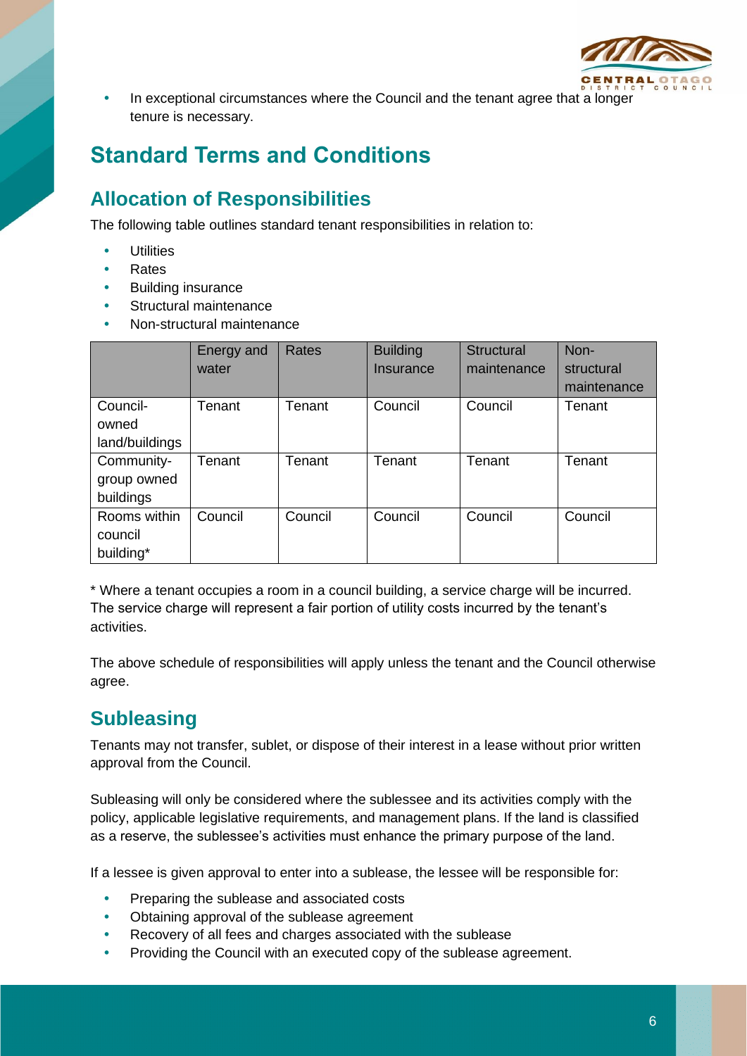- In exceptional circumstances where the Council and the tenant agree that a longer tenure is necessary.

# Standard Terms and Conditions

## Allocation of Responsibilities

The following table outlines standard tenant responsibilities in relation to:

- Utilities
- Rates
- Building insurance
- Structural maintenance
- Non-structural maintenance

| | Energy and water | Rates | Building Insurance | Structural maintenance | Non-structural maintenance |
|---|---|---|---|---|---|
| Council-owned land/buildings | Tenant | Tenant | Council | Council | Tenant |
| Community-group owned buildings | Tenant | Tenant | Tenant | Tenant | Tenant |
| Rooms within council building* | Council | Council | Council | Council | Council |

* Where a tenant occupies a room in a council building, a service charge will be incurred. The service charge will represent a fair portion of utility costs incurred by the tenant's activities.

The above schedule of responsibilities will apply unless the tenant and the Council otherwise agree.

## Subleasing

Tenants may not transfer, sublet, or dispose of their interest in a lease without prior written approval from the Council.

Subleasing will only be considered where the sublessee and its activities comply with the policy, applicable legislative requirements, and management plans. If the land is classified as a reserve, the sublessee's activities must enhance the primary purpose of the land.

If a lessee is given approval to enter into a sublease, the lessee will be responsible for:

- Preparing the sublease and associated costs
- Obtaining approval of the sublease agreement
- Recovery of all fees and charges associated with the sublease
- Providing the Council with an executed copy of the sublease agreement.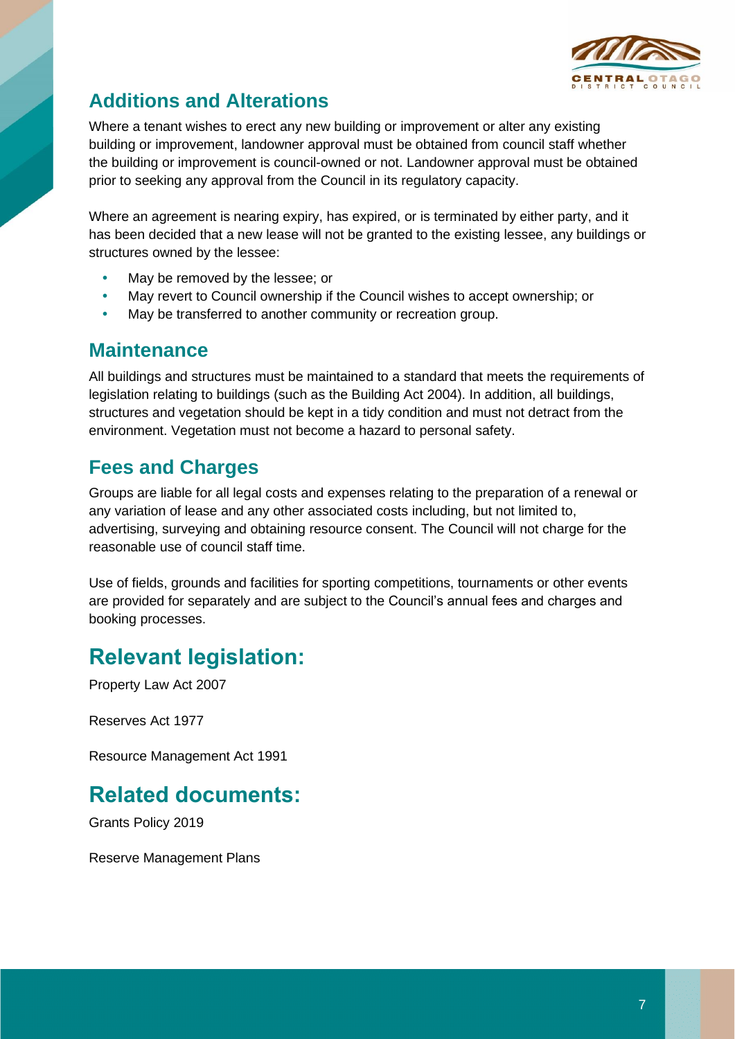## Additions and Alterations

Where a tenant wishes to erect any new building or improvement or alter any existing building or improvement, landowner approval must be obtained from council staff whether the building or improvement is council-owned or not. Landowner approval must be obtained prior to seeking any approval from the Council in its regulatory capacity.

Where an agreement is nearing expiry, has expired, or is terminated by either party, and it has been decided that a new lease will not be granted to the existing lessee, any buildings or structures owned by the lessee:

- May be removed by the lessee; or
- May revert to Council ownership if the Council wishes to accept ownership; or
- May be transferred to another community or recreation group.

## Maintenance

All buildings and structures must be maintained to a standard that meets the requirements of legislation relating to buildings (such as the Building Act 2004). In addition, all buildings, structures and vegetation should be kept in a tidy condition and must not detract from the environment. Vegetation must not become a hazard to personal safety.

## Fees and Charges

Groups are liable for all legal costs and expenses relating to the preparation of a renewal or any variation of lease and any other associated costs including, but not limited to, advertising, surveying and obtaining resource consent. The Council will not charge for the reasonable use of council staff time.

Use of fields, grounds and facilities for sporting competitions, tournaments or other events are provided for separately and are subject to the Council's annual fees and charges and booking processes.

# Relevant legislation:

Property Law Act 2007

Reserves Act 1977

Resource Management Act 1991

# Related documents:

Grants Policy 2019

Reserve Management Plans